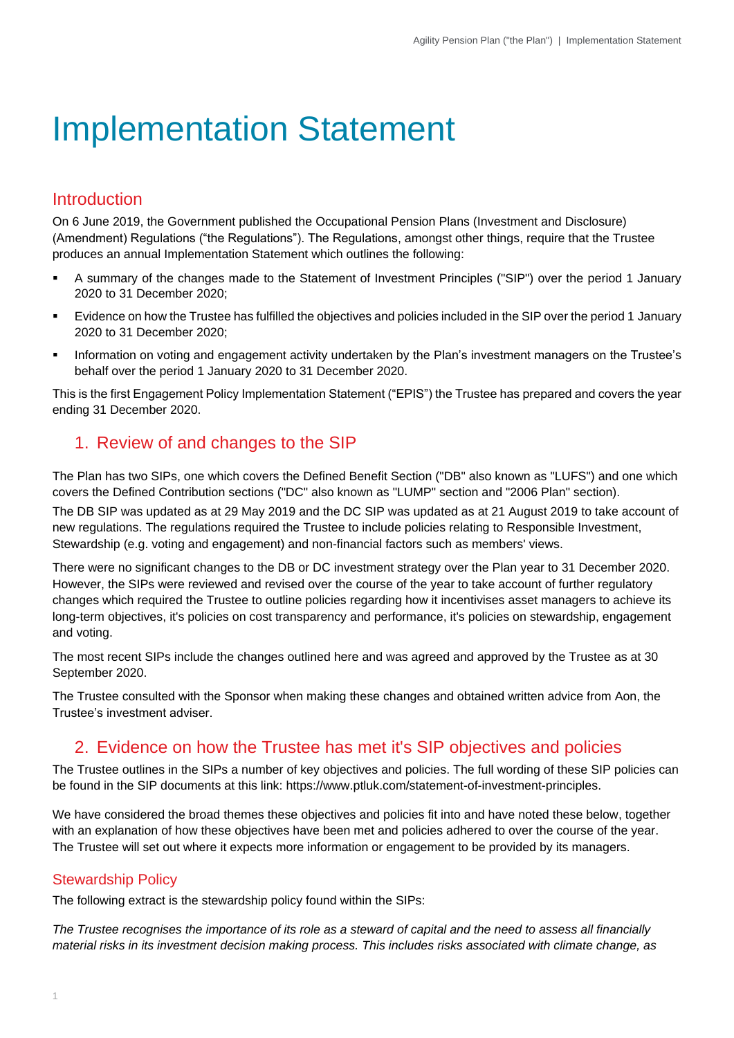# Implementation Statement

## Introduction

On 6 June 2019, the Government published the Occupational Pension Plans (Investment and Disclosure) (Amendment) Regulations ("the Regulations"). The Regulations, amongst other things, require that the Trustee produces an annual Implementation Statement which outlines the following:

- A summary of the changes made to the Statement of Investment Principles ("SIP") over the period 1 January 2020 to 31 December 2020;
- Evidence on how the Trustee has fulfilled the objectives and policies included in the SIP over the period 1 January 2020 to 31 December 2020;
- Information on voting and engagement activity undertaken by the Plan's investment managers on the Trustee's behalf over the period 1 January 2020 to 31 December 2020.

This is the first Engagement Policy Implementation Statement ("EPIS") the Trustee has prepared and covers the year ending 31 December 2020.

## 1. Review of and changes to the SIP

The Plan has two SIPs, one which covers the Defined Benefit Section ("DB" also known as "LUFS") and one which covers the Defined Contribution sections ("DC" also known as "LUMP" section and "2006 Plan" section).

The DB SIP was updated as at 29 May 2019 and the DC SIP was updated as at 21 August 2019 to take account of new regulations. The regulations required the Trustee to include policies relating to Responsible Investment, Stewardship (e.g. voting and engagement) and non-financial factors such as members' views.

There were no significant changes to the DB or DC investment strategy over the Plan year to 31 December 2020. However, the SIPs were reviewed and revised over the course of the year to take account of further regulatory changes which required the Trustee to outline policies regarding how it incentivises asset managers to achieve its long-term objectives, it's policies on cost transparency and performance, it's policies on stewardship, engagement and voting.

The most recent SIPs include the changes outlined here and was agreed and approved by the Trustee as at 30 September 2020.

The Trustee consulted with the Sponsor when making these changes and obtained written advice from Aon, the Trustee's investment adviser.

## 2. Evidence on how the Trustee has met it's SIP objectives and policies

The Trustee outlines in the SIPs a number of key objectives and policies. The full wording of these SIP policies can be found in the SIP documents at this link: https://www.ptluk.com/statement-of-investment-principles.

We have considered the broad themes these objectives and policies fit into and have noted these below, together with an explanation of how these objectives have been met and policies adhered to over the course of the year. The Trustee will set out where it expects more information or engagement to be provided by its managers.

### Stewardship Policy

The following extract is the stewardship policy found within the SIPs:

*The Trustee recognises the importance of its role as a steward of capital and the need to assess all financially material risks in its investment decision making process. This includes risks associated with climate change, as*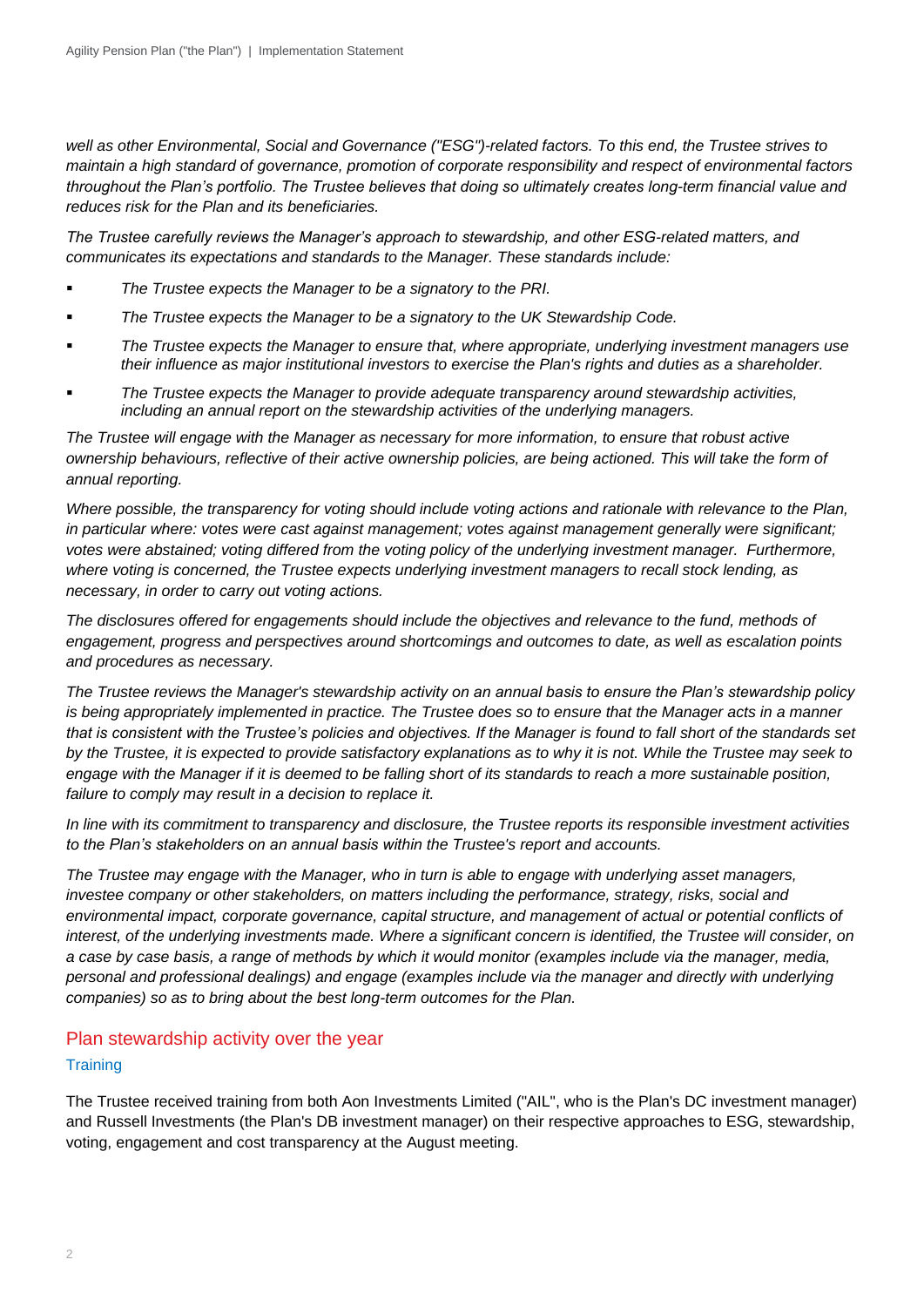*well as other Environmental, Social and Governance ("ESG")-related factors. To this end, the Trustee strives to maintain a high standard of governance, promotion of corporate responsibility and respect of environmental factors throughout the Plan's portfolio. The Trustee believes that doing so ultimately creates long-term financial value and reduces risk for the Plan and its beneficiaries.*

*The Trustee carefully reviews the Manager's approach to stewardship, and other ESG-related matters, and communicates its expectations and standards to the Manager. These standards include:*

- *The Trustee expects the Manager to be a signatory to the PRI.*
- *The Trustee expects the Manager to be a signatory to the UK Stewardship Code.*
- *The Trustee expects the Manager to ensure that, where appropriate, underlying investment managers use their influence as major institutional investors to exercise the Plan's rights and duties as a shareholder.*
- *The Trustee expects the Manager to provide adequate transparency around stewardship activities, including an annual report on the stewardship activities of the underlying managers.*

*The Trustee will engage with the Manager as necessary for more information, to ensure that robust active ownership behaviours, reflective of their active ownership policies, are being actioned. This will take the form of annual reporting.*

*Where possible, the transparency for voting should include voting actions and rationale with relevance to the Plan, in particular where: votes were cast against management; votes against management generally were significant; votes were abstained; voting differed from the voting policy of the underlying investment manager. Furthermore, where voting is concerned, the Trustee expects underlying investment managers to recall stock lending, as necessary, in order to carry out voting actions.*

*The disclosures offered for engagements should include the objectives and relevance to the fund, methods of engagement, progress and perspectives around shortcomings and outcomes to date, as well as escalation points and procedures as necessary.*

*The Trustee reviews the Manager's stewardship activity on an annual basis to ensure the Plan's stewardship policy is being appropriately implemented in practice. The Trustee does so to ensure that the Manager acts in a manner that is consistent with the Trustee's policies and objectives. If the Manager is found to fall short of the standards set by the Trustee, it is expected to provide satisfactory explanations as to why it is not. While the Trustee may seek to engage with the Manager if it is deemed to be falling short of its standards to reach a more sustainable position, failure to comply may result in a decision to replace it.*

*In line with its commitment to transparency and disclosure, the Trustee reports its responsible investment activities to the Plan's stakeholders on an annual basis within the Trustee's report and accounts.*

*The Trustee may engage with the Manager, who in turn is able to engage with underlying asset managers, investee company or other stakeholders, on matters including the performance, strategy, risks, social and environmental impact, corporate governance, capital structure, and management of actual or potential conflicts of interest, of the underlying investments made. Where a significant concern is identified, the Trustee will consider, on a case by case basis, a range of methods by which it would monitor (examples include via the manager, media, personal and professional dealings) and engage (examples include via the manager and directly with underlying companies) so as to bring about the best long-term outcomes for the Plan.*

## Plan stewardship activity over the year

### Training

The Trustee received training from both Aon Investments Limited ("AIL", who is the Plan's DC investment manager) and Russell Investments (the Plan's DB investment manager) on their respective approaches to ESG, stewardship, voting, engagement and cost transparency at the August meeting.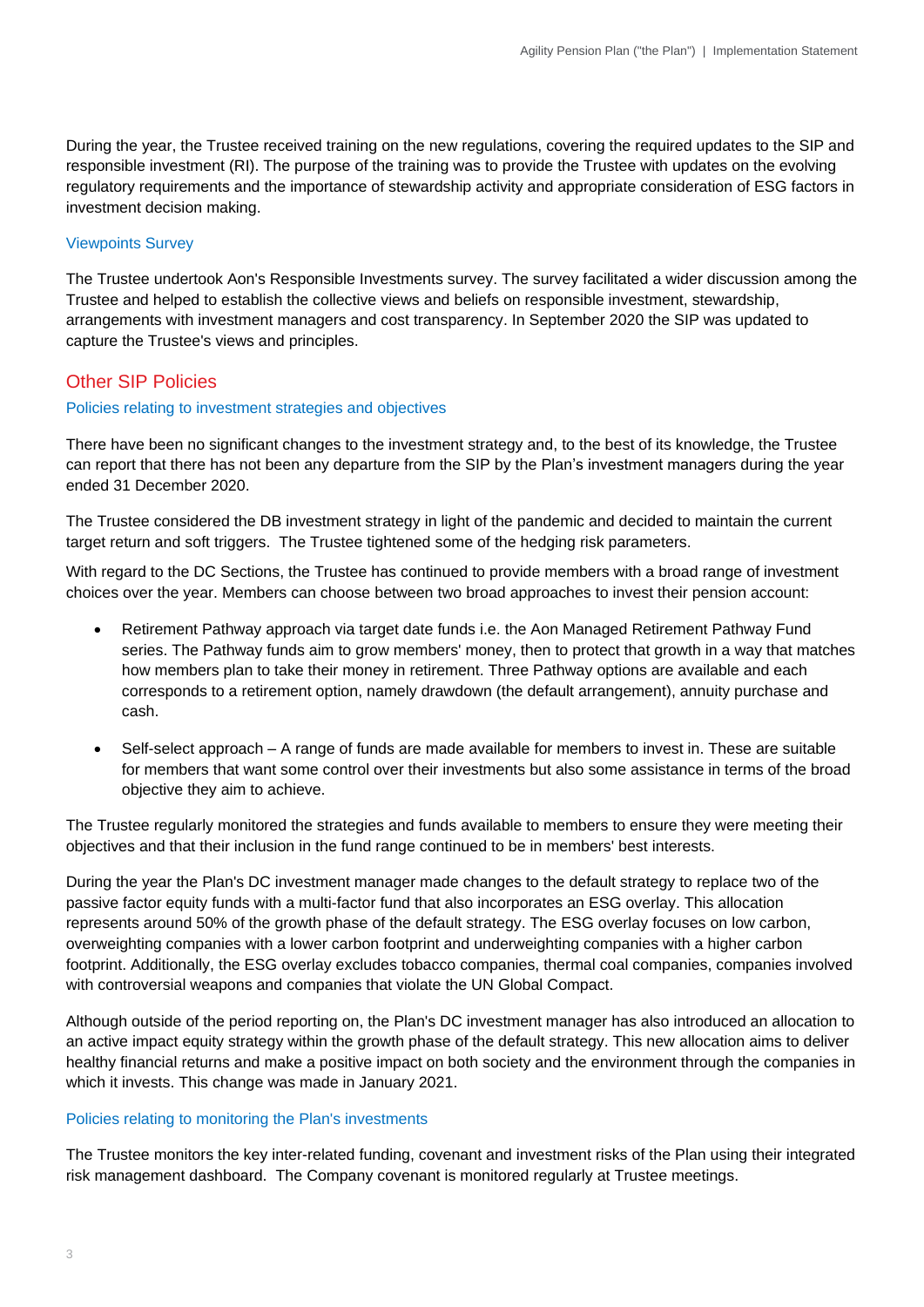During the year, the Trustee received training on the new regulations, covering the required updates to the SIP and responsible investment (RI). The purpose of the training was to provide the Trustee with updates on the evolving regulatory requirements and the importance of stewardship activity and appropriate consideration of ESG factors in investment decision making.

### Viewpoints Survey

The Trustee undertook Aon's Responsible Investments survey. The survey facilitated a wider discussion among the Trustee and helped to establish the collective views and beliefs on responsible investment, stewardship, arrangements with investment managers and cost transparency. In September 2020 the SIP was updated to capture the Trustee's views and principles.

## Other SIP Policies

### Policies relating to investment strategies and objectives

There have been no significant changes to the investment strategy and, to the best of its knowledge, the Trustee can report that there has not been any departure from the SIP by the Plan's investment managers during the year ended 31 December 2020.

The Trustee considered the DB investment strategy in light of the pandemic and decided to maintain the current target return and soft triggers. The Trustee tightened some of the hedging risk parameters.

With regard to the DC Sections, the Trustee has continued to provide members with a broad range of investment choices over the year. Members can choose between two broad approaches to invest their pension account:

- Retirement Pathway approach via target date funds i.e. the Aon Managed Retirement Pathway Fund series. The Pathway funds aim to grow members' money, then to protect that growth in a way that matches how members plan to take their money in retirement. Three Pathway options are available and each corresponds to a retirement option, namely drawdown (the default arrangement), annuity purchase and cash.

- Self-select approach – A range of funds are made available for members to invest in. These are suitable for members that want some control over their investments but also some assistance in terms of the broad objective they aim to achieve.

The Trustee regularly monitored the strategies and funds available to members to ensure they were meeting their objectives and that their inclusion in the fund range continued to be in members' best interests.

During the year the Plan's DC investment manager made changes to the default strategy to replace two of the passive factor equity funds with a multi-factor fund that also incorporates an ESG overlay. This allocation represents around 50% of the growth phase of the default strategy. The ESG overlay focuses on low carbon, overweighting companies with a lower carbon footprint and underweighting companies with a higher carbon footprint. Additionally, the ESG overlay excludes tobacco companies, thermal coal companies, companies involved with controversial weapons and companies that violate the UN Global Compact.

Although outside of the period reporting on, the Plan's DC investment manager has also introduced an allocation to an active impact equity strategy within the growth phase of the default strategy. This new allocation aims to deliver healthy financial returns and make a positive impact on both society and the environment through the companies in which it invests. This change was made in January 2021.

### Policies relating to monitoring the Plan's investments

The Trustee monitors the key inter-related funding, covenant and investment risks of the Plan using their integrated risk management dashboard. The Company covenant is monitored regularly at Trustee meetings.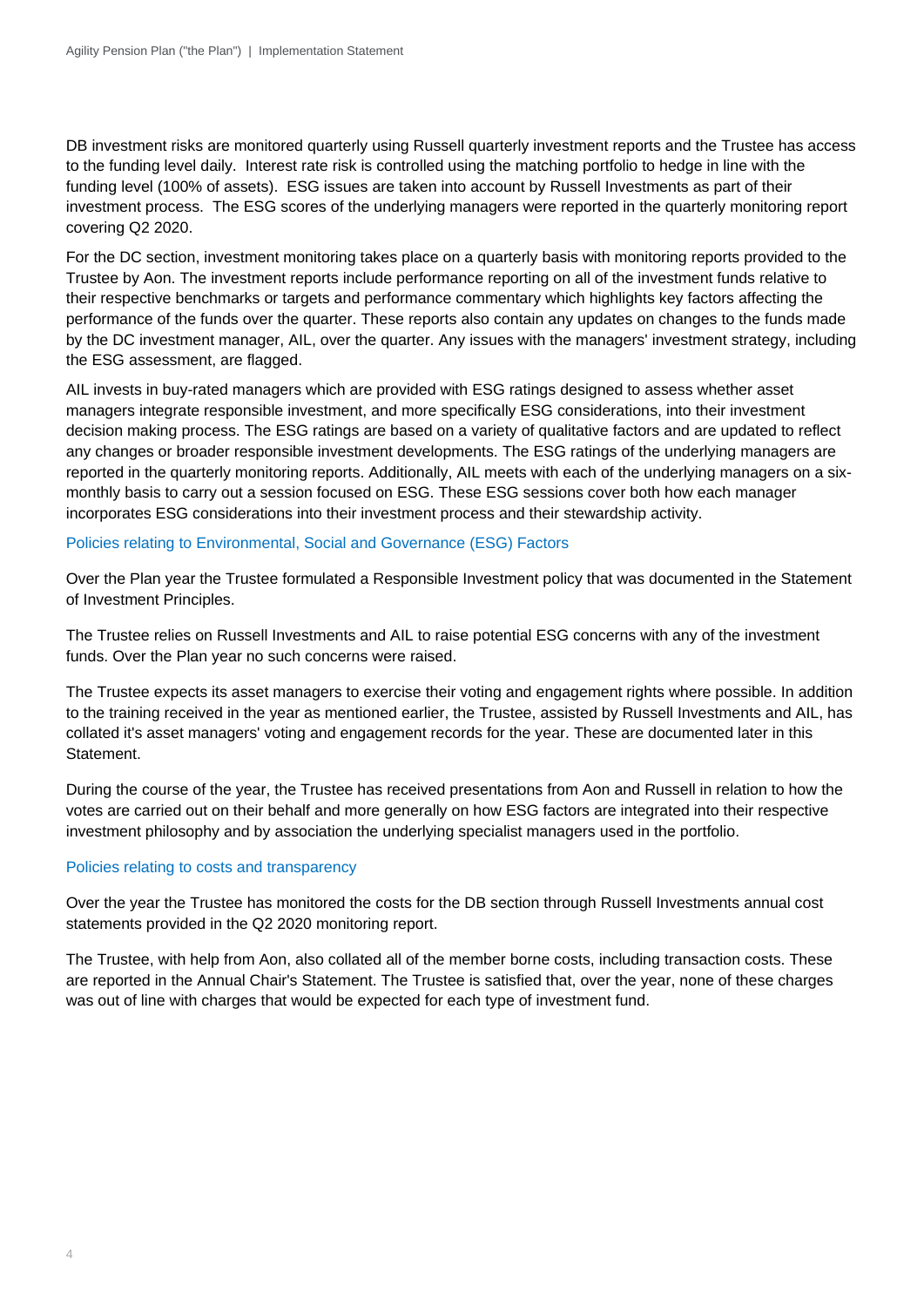DB investment risks are monitored quarterly using Russell quarterly investment reports and the Trustee has access to the funding level daily. Interest rate risk is controlled using the matching portfolio to hedge in line with the funding level (100% of assets). ESG issues are taken into account by Russell Investments as part of their investment process. The ESG scores of the underlying managers were reported in the quarterly monitoring report covering Q2 2020.

For the DC section, investment monitoring takes place on a quarterly basis with monitoring reports provided to the Trustee by Aon. The investment reports include performance reporting on all of the investment funds relative to their respective benchmarks or targets and performance commentary which highlights key factors affecting the performance of the funds over the quarter. These reports also contain any updates on changes to the funds made by the DC investment manager, AIL, over the quarter. Any issues with the managers' investment strategy, including the ESG assessment, are flagged.

AIL invests in buy-rated managers which are provided with ESG ratings designed to assess whether asset managers integrate responsible investment, and more specifically ESG considerations, into their investment decision making process. The ESG ratings are based on a variety of qualitative factors and are updated to reflect any changes or broader responsible investment developments. The ESG ratings of the underlying managers are reported in the quarterly monitoring reports. Additionally, AIL meets with each of the underlying managers on a six-monthly basis to carry out a session focused on ESG. These ESG sessions cover both how each manager incorporates ESG considerations into their investment process and their stewardship activity.

### Policies relating to Environmental, Social and Governance (ESG) Factors

Over the Plan year the Trustee formulated a Responsible Investment policy that was documented in the Statement of Investment Principles.

The Trustee relies on Russell Investments and AIL to raise potential ESG concerns with any of the investment funds. Over the Plan year no such concerns were raised.

The Trustee expects its asset managers to exercise their voting and engagement rights where possible. In addition to the training received in the year as mentioned earlier, the Trustee, assisted by Russell Investments and AIL, has collated it's asset managers' voting and engagement records for the year. These are documented later in this Statement.

During the course of the year, the Trustee has received presentations from Aon and Russell in relation to how the votes are carried out on their behalf and more generally on how ESG factors are integrated into their respective investment philosophy and by association the underlying specialist managers used in the portfolio.

### Policies relating to costs and transparency

Over the year the Trustee has monitored the costs for the DB section through Russell Investments annual cost statements provided in the Q2 2020 monitoring report.

The Trustee, with help from Aon, also collated all of the member borne costs, including transaction costs. These are reported in the Annual Chair's Statement. The Trustee is satisfied that, over the year, none of these charges was out of line with charges that would be expected for each type of investment fund.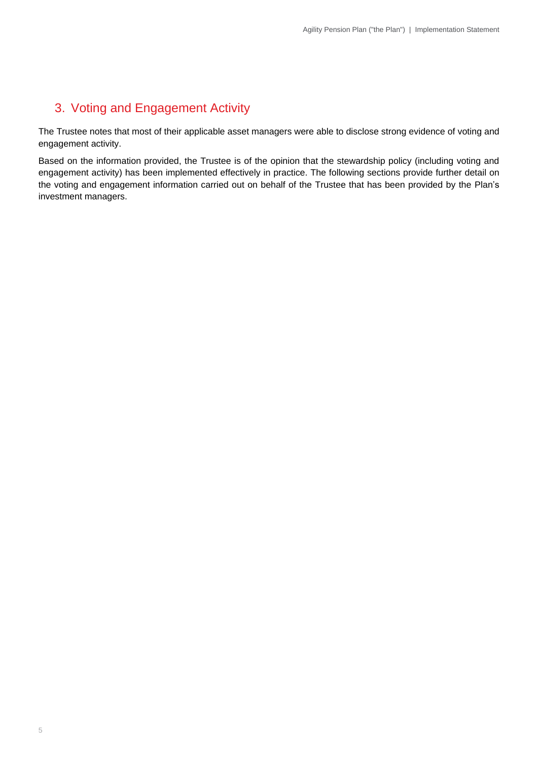## 3. Voting and Engagement Activity

The Trustee notes that most of their applicable asset managers were able to disclose strong evidence of voting and engagement activity.

Based on the information provided, the Trustee is of the opinion that the stewardship policy (including voting and engagement activity) has been implemented effectively in practice. The following sections provide further detail on the voting and engagement information carried out on behalf of the Trustee that has been provided by the Plan's investment managers.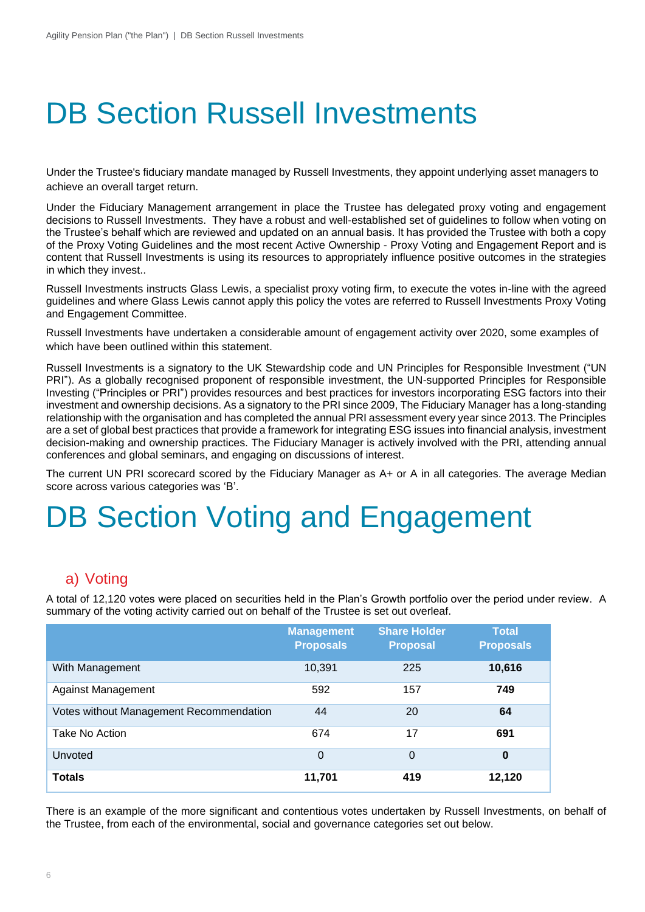# DB Section Russell Investments

Under the Trustee's fiduciary mandate managed by Russell Investments, they appoint underlying asset managers to achieve an overall target return.

Under the Fiduciary Management arrangement in place the Trustee has delegated proxy voting and engagement decisions to Russell Investments. They have a robust and well-established set of guidelines to follow when voting on the Trustee's behalf which are reviewed and updated on an annual basis. It has provided the Trustee with both a copy of the Proxy Voting Guidelines and the most recent Active Ownership - Proxy Voting and Engagement Report and is content that Russell Investments is using its resources to appropriately influence positive outcomes in the strategies in which they invest..

Russell Investments instructs Glass Lewis, a specialist proxy voting firm, to execute the votes in-line with the agreed guidelines and where Glass Lewis cannot apply this policy the votes are referred to Russell Investments Proxy Voting and Engagement Committee.

Russell Investments have undertaken a considerable amount of engagement activity over 2020, some examples of which have been outlined within this statement.

Russell Investments is a signatory to the UK Stewardship code and UN Principles for Responsible Investment ("UN PRI"). As a globally recognised proponent of responsible investment, the UN-supported Principles for Responsible Investing ("Principles or PRI") provides resources and best practices for investors incorporating ESG factors into their investment and ownership decisions. As a signatory to the PRI since 2009, The Fiduciary Manager has a long-standing relationship with the organisation and has completed the annual PRI assessment every year since 2013. The Principles are a set of global best practices that provide a framework for integrating ESG issues into financial analysis, investment decision-making and ownership practices. The Fiduciary Manager is actively involved with the PRI, attending annual conferences and global seminars, and engaging on discussions of interest.

The current UN PRI scorecard scored by the Fiduciary Manager as A+ or A in all categories. The average Median score across various categories was 'B'.

# DB Section Voting and Engagement

## a) Voting

A total of 12,120 votes were placed on securities held in the Plan's Growth portfolio over the period under review. A summary of the voting activity carried out on behalf of the Trustee is set out overleaf.

| | Management Proposals | Share Holder Proposal | Total Proposals |
|---|---|---|---|
| With Management | 10,391 | 225 | **10,616** |
| Against Management | 592 | 157 | **749** |
| Votes without Management Recommendation | 44 | 20 | **64** |
| Take No Action | 674 | 17 | **691** |
| Unvoted | 0 | 0 | **0** |
| **Totals** | **11,701** | **419** | **12,120** |

There is an example of the more significant and contentious votes undertaken by Russell Investments, on behalf of the Trustee, from each of the environmental, social and governance categories set out below.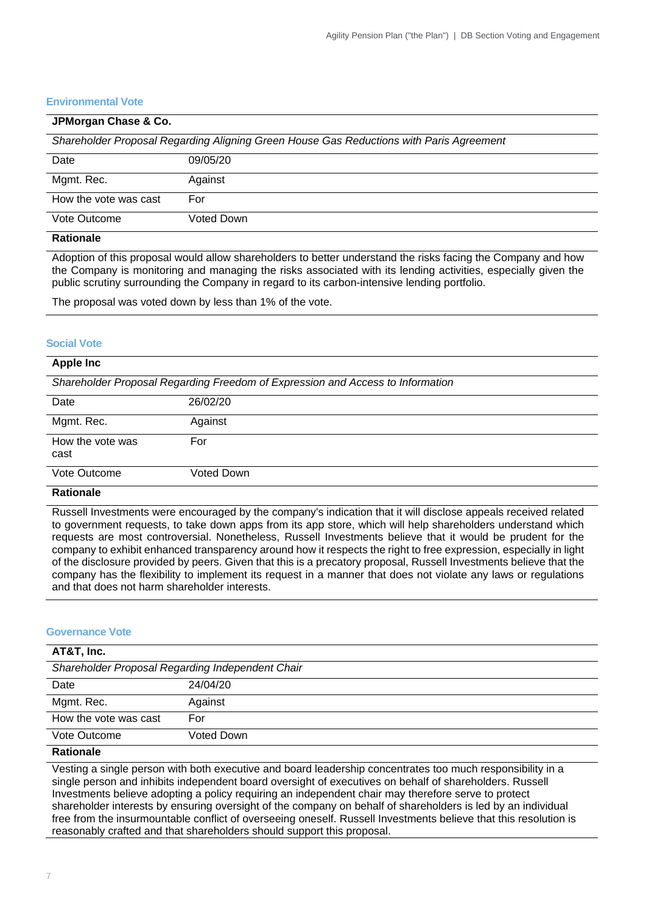### Environmental Vote

| **JPMorgan Chase & Co.** | |
|---|---|
| *Shareholder Proposal Regarding Aligning Green House Gas Reductions with Paris Agreement* | |
| Date | 09/05/20 |
| Mgmt. Rec. | Against |
| How the vote was cast | For |
| Vote Outcome | Voted Down |

**Rationale**

Adoption of this proposal would allow shareholders to better understand the risks facing the Company and how the Company is monitoring and managing the risks associated with its lending activities, especially given the public scrutiny surrounding the Company in regard to its carbon-intensive lending portfolio.

The proposal was voted down by less than 1% of the vote.

### Social Vote

| **Apple Inc** | |
|---|---|
| *Shareholder Proposal Regarding Freedom of Expression and Access to Information* | |
| Date | 26/02/20 |
| Mgmt. Rec. | Against |
| How the vote was cast | For |
| Vote Outcome | Voted Down |

**Rationale**

Russell Investments were encouraged by the company's indication that it will disclose appeals received related to government requests, to take down apps from its app store, which will help shareholders understand which requests are most controversial. Nonetheless, Russell Investments believe that it would be prudent for the company to exhibit enhanced transparency around how it respects the right to free expression, especially in light of the disclosure provided by peers. Given that this is a precatory proposal, Russell Investments believe that the company has the flexibility to implement its request in a manner that does not violate any laws or regulations and that does not harm shareholder interests.

### Governance Vote

| **AT&T, Inc.** | |
|---|---|
| *Shareholder Proposal Regarding Independent Chair* | |
| Date | 24/04/20 |
| Mgmt. Rec. | Against |
| How the vote was cast | For |
| Vote Outcome | Voted Down |

**Rationale**

Vesting a single person with both executive and board leadership concentrates too much responsibility in a single person and inhibits independent board oversight of executives on behalf of shareholders. Russell Investments believe adopting a policy requiring an independent chair may therefore serve to protect shareholder interests by ensuring oversight of the company on behalf of shareholders is led by an individual free from the insurmountable conflict of overseeing oneself. Russell Investments believe that this resolution is reasonably crafted and that shareholders should support this proposal.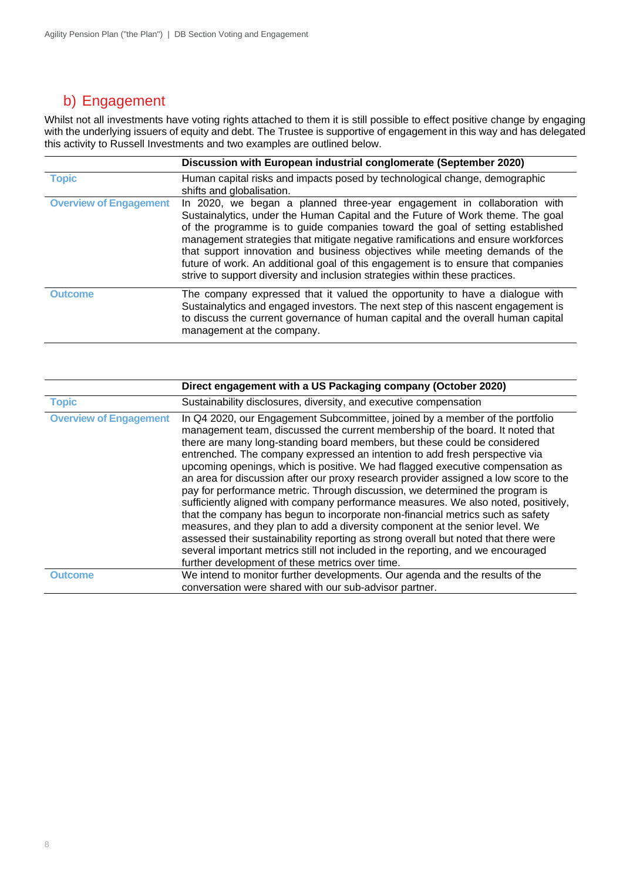## b) Engagement

Whilst not all investments have voting rights attached to them it is still possible to effect positive change by engaging with the underlying issuers of equity and debt. The Trustee is supportive of engagement in this way and has delegated this activity to Russell Investments and two examples are outlined below.

| | **Discussion with European industrial conglomerate (September 2020)** |
|---|---|
| **Topic** | Human capital risks and impacts posed by technological change, demographic shifts and globalisation. |
| **Overview of Engagement** | In 2020, we began a planned three-year engagement in collaboration with Sustainalytics, under the Human Capital and the Future of Work theme. The goal of the programme is to guide companies toward the goal of setting established management strategies that mitigate negative ramifications and ensure workforces that support innovation and business objectives while meeting demands of the future of work. An additional goal of this engagement is to ensure that companies strive to support diversity and inclusion strategies within these practices. |
| **Outcome** | The company expressed that it valued the opportunity to have a dialogue with Sustainalytics and engaged investors. The next step of this nascent engagement is to discuss the current governance of human capital and the overall human capital management at the company. |

| | **Direct engagement with a US Packaging company (October 2020)** |
|---|---|
| **Topic** | Sustainability disclosures, diversity, and executive compensation |
| **Overview of Engagement** | In Q4 2020, our Engagement Subcommittee, joined by a member of the portfolio management team, discussed the current membership of the board. It noted that there are many long-standing board members, but these could be considered entrenched. The company expressed an intention to add fresh perspective via upcoming openings, which is positive. We had flagged executive compensation as an area for discussion after our proxy research provider assigned a low score to the pay for performance metric. Through discussion, we determined the program is sufficiently aligned with company performance measures. We also noted, positively, that the company has begun to incorporate non-financial metrics such as safety measures, and they plan to add a diversity component at the senior level. We assessed their sustainability reporting as strong overall but noted that there were several important metrics still not included in the reporting, and we encouraged further development of these metrics over time. |
| **Outcome** | We intend to monitor further developments. Our agenda and the results of the conversation were shared with our sub-advisor partner. |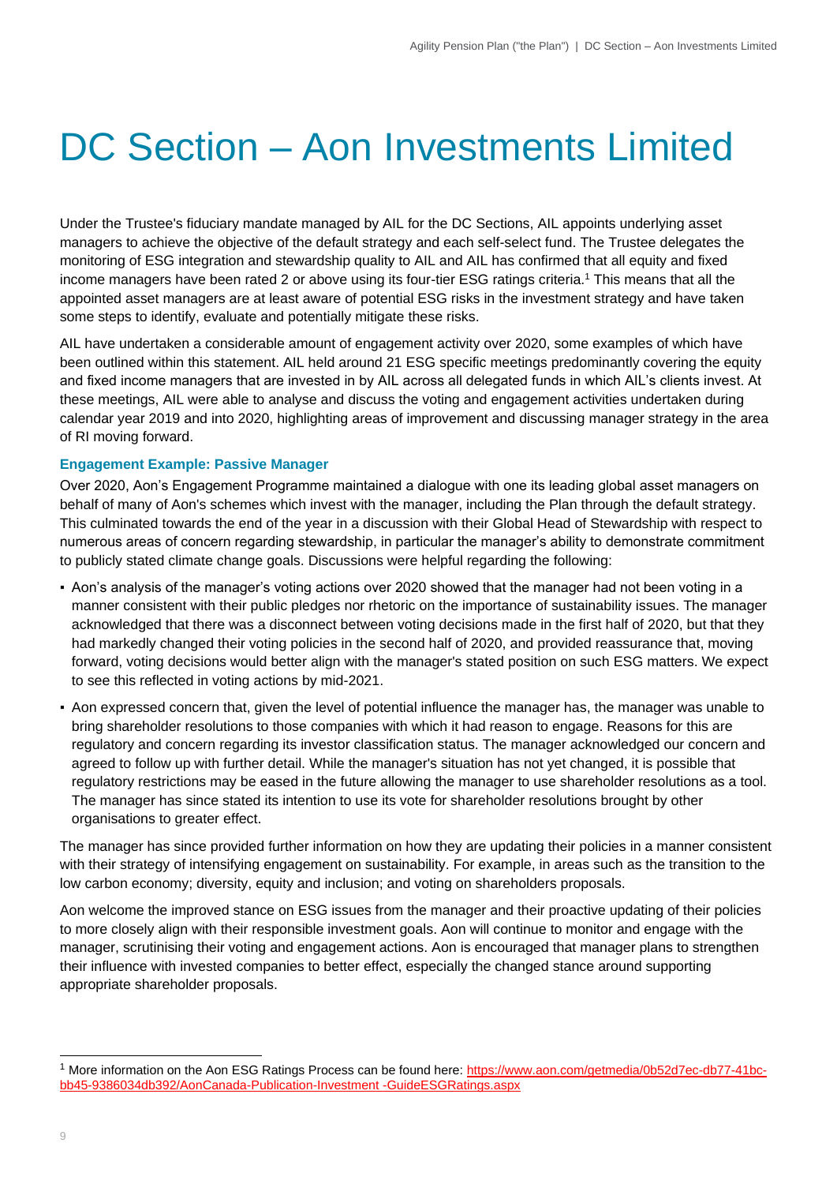# DC Section – Aon Investments Limited

Under the Trustee's fiduciary mandate managed by AIL for the DC Sections, AIL appoints underlying asset managers to achieve the objective of the default strategy and each self-select fund. The Trustee delegates the monitoring of ESG integration and stewardship quality to AIL and AIL has confirmed that all equity and fixed income managers have been rated 2 or above using its four-tier ESG ratings criteria.[1] This means that all the appointed asset managers are at least aware of potential ESG risks in the investment strategy and have taken some steps to identify, evaluate and potentially mitigate these risks.

AIL have undertaken a considerable amount of engagement activity over 2020, some examples of which have been outlined within this statement. AIL held around 21 ESG specific meetings predominantly covering the equity and fixed income managers that are invested in by AIL across all delegated funds in which AIL's clients invest. At these meetings, AIL were able to analyse and discuss the voting and engagement activities undertaken during calendar year 2019 and into 2020, highlighting areas of improvement and discussing manager strategy in the area of RI moving forward.

### Engagement Example: Passive Manager

Over 2020, Aon's Engagement Programme maintained a dialogue with one its leading global asset managers on behalf of many of Aon's schemes which invest with the manager, including the Plan through the default strategy. This culminated towards the end of the year in a discussion with their Global Head of Stewardship with respect to numerous areas of concern regarding stewardship, in particular the manager's ability to demonstrate commitment to publicly stated climate change goals. Discussions were helpful regarding the following:

- Aon's analysis of the manager's voting actions over 2020 showed that the manager had not been voting in a manner consistent with their public pledges nor rhetoric on the importance of sustainability issues. The manager acknowledged that there was a disconnect between voting decisions made in the first half of 2020, but that they had markedly changed their voting policies in the second half of 2020, and provided reassurance that, moving forward, voting decisions would better align with the manager's stated position on such ESG matters. We expect to see this reflected in voting actions by mid-2021.
- Aon expressed concern that, given the level of potential influence the manager has, the manager was unable to bring shareholder resolutions to those companies with which it had reason to engage. Reasons for this are regulatory and concern regarding its investor classification status. The manager acknowledged our concern and agreed to follow up with further detail. While the manager's situation has not yet changed, it is possible that regulatory restrictions may be eased in the future allowing the manager to use shareholder resolutions as a tool. The manager has since stated its intention to use its vote for shareholder resolutions brought by other organisations to greater effect.

The manager has since provided further information on how they are updating their policies in a manner consistent with their strategy of intensifying engagement on sustainability. For example, in areas such as the transition to the low carbon economy; diversity, equity and inclusion; and voting on shareholders proposals.

Aon welcome the improved stance on ESG issues from the manager and their proactive updating of their policies to more closely align with their responsible investment goals. Aon will continue to monitor and engage with the manager, scrutinising their voting and engagement actions. Aon is encouraged that manager plans to strengthen their influence with invested companies to better effect, especially the changed stance around supporting appropriate shareholder proposals.

---

[1] More information on the Aon ESG Ratings Process can be found here: https://www.aon.com/getmedia/0b52d7ec-db77-41bc-bb45-9386034db392/AonCanada-Publication-Investment -GuideESGRatings.aspx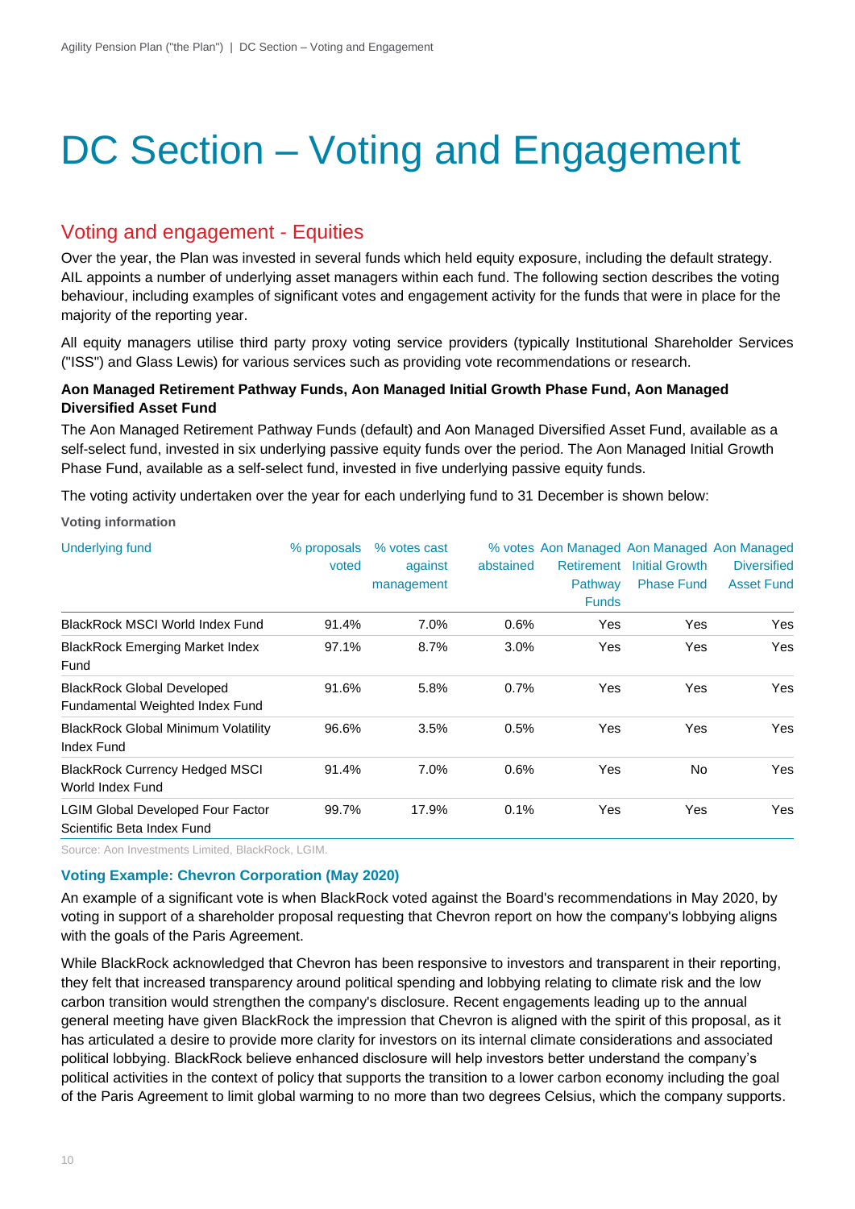# DC Section – Voting and Engagement

## Voting and engagement - Equities

Over the year, the Plan was invested in several funds which held equity exposure, including the default strategy. AIL appoints a number of underlying asset managers within each fund. The following section describes the voting behaviour, including examples of significant votes and engagement activity for the funds that were in place for the majority of the reporting year.

All equity managers utilise third party proxy voting service providers (typically Institutional Shareholder Services ("ISS") and Glass Lewis) for various services such as providing vote recommendations or research.

**Aon Managed Retirement Pathway Funds, Aon Managed Initial Growth Phase Fund, Aon Managed Diversified Asset Fund**

The Aon Managed Retirement Pathway Funds (default) and Aon Managed Diversified Asset Fund, available as a self-select fund, invested in six underlying passive equity funds over the period. The Aon Managed Initial Growth Phase Fund, available as a self-select fund, invested in five underlying passive equity funds.

The voting activity undertaken over the year for each underlying fund to 31 December is shown below:

**Voting information**

| Underlying fund | % proposals voted | % votes cast against management | % votes abstained | Aon Managed Retirement Pathway Funds | Aon Managed Initial Growth Phase Fund | Aon Managed Diversified Asset Fund |
|---|---|---|---|---|---|---|
| BlackRock MSCI World Index Fund | 91.4% | 7.0% | 0.6% | Yes | Yes | Yes |
| BlackRock Emerging Market Index Fund | 97.1% | 8.7% | 3.0% | Yes | Yes | Yes |
| BlackRock Global Developed Fundamental Weighted Index Fund | 91.6% | 5.8% | 0.7% | Yes | Yes | Yes |
| BlackRock Global Minimum Volatility Index Fund | 96.6% | 3.5% | 0.5% | Yes | Yes | Yes |
| BlackRock Currency Hedged MSCI World Index Fund | 91.4% | 7.0% | 0.6% | Yes | No | Yes |
| LGIM Global Developed Four Factor Scientific Beta Index Fund | 99.7% | 17.9% | 0.1% | Yes | Yes | Yes |

Source: Aon Investments Limited, BlackRock, LGIM.

**Voting Example: Chevron Corporation (May 2020)**

An example of a significant vote is when BlackRock voted against the Board's recommendations in May 2020, by voting in support of a shareholder proposal requesting that Chevron report on how the company's lobbying aligns with the goals of the Paris Agreement.

While BlackRock acknowledged that Chevron has been responsive to investors and transparent in their reporting, they felt that increased transparency around political spending and lobbying relating to climate risk and the low carbon transition would strengthen the company's disclosure. Recent engagements leading up to the annual general meeting have given BlackRock the impression that Chevron is aligned with the spirit of this proposal, as it has articulated a desire to provide more clarity for investors on its internal climate considerations and associated political lobbying. BlackRock believe enhanced disclosure will help investors better understand the company's political activities in the context of policy that supports the transition to a lower carbon economy including the goal of the Paris Agreement to limit global warming to no more than two degrees Celsius, which the company supports.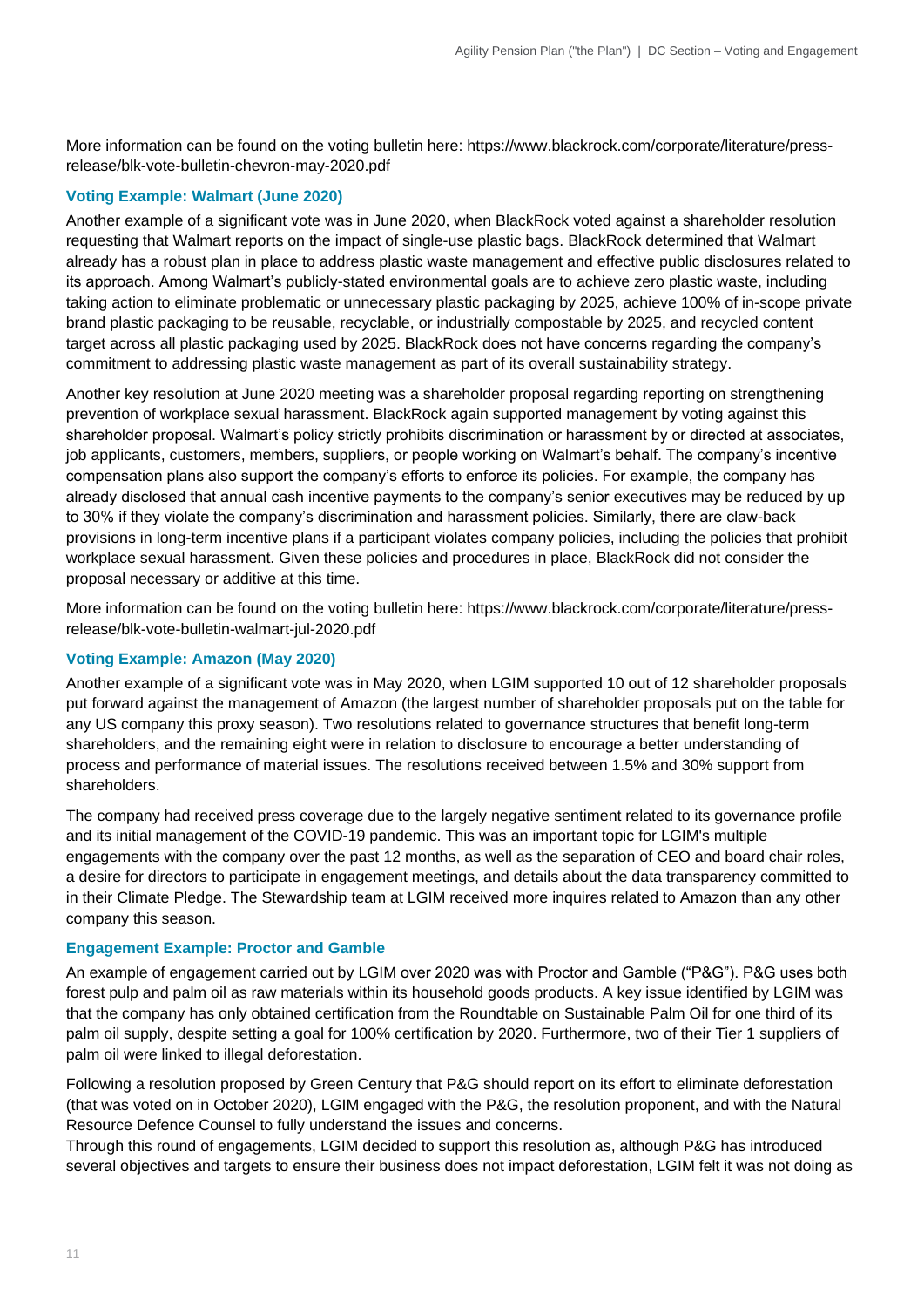More information can be found on the voting bulletin here: https://www.blackrock.com/corporate/literature/press-release/blk-vote-bulletin-chevron-may-2020.pdf

### Voting Example: Walmart (June 2020)

Another example of a significant vote was in June 2020, when BlackRock voted against a shareholder resolution requesting that Walmart reports on the impact of single-use plastic bags. BlackRock determined that Walmart already has a robust plan in place to address plastic waste management and effective public disclosures related to its approach. Among Walmart's publicly-stated environmental goals are to achieve zero plastic waste, including taking action to eliminate problematic or unnecessary plastic packaging by 2025, achieve 100% of in-scope private brand plastic packaging to be reusable, recyclable, or industrially compostable by 2025, and recycled content target across all plastic packaging used by 2025. BlackRock does not have concerns regarding the company's commitment to addressing plastic waste management as part of its overall sustainability strategy.

Another key resolution at June 2020 meeting was a shareholder proposal regarding reporting on strengthening prevention of workplace sexual harassment. BlackRock again supported management by voting against this shareholder proposal. Walmart's policy strictly prohibits discrimination or harassment by or directed at associates, job applicants, customers, members, suppliers, or people working on Walmart's behalf. The company's incentive compensation plans also support the company's efforts to enforce its policies. For example, the company has already disclosed that annual cash incentive payments to the company's senior executives may be reduced by up to 30% if they violate the company's discrimination and harassment policies. Similarly, there are claw-back provisions in long-term incentive plans if a participant violates company policies, including the policies that prohibit workplace sexual harassment. Given these policies and procedures in place, BlackRock did not consider the proposal necessary or additive at this time.

More information can be found on the voting bulletin here: https://www.blackrock.com/corporate/literature/press-release/blk-vote-bulletin-walmart-jul-2020.pdf

### Voting Example: Amazon (May 2020)

Another example of a significant vote was in May 2020, when LGIM supported 10 out of 12 shareholder proposals put forward against the management of Amazon (the largest number of shareholder proposals put on the table for any US company this proxy season). Two resolutions related to governance structures that benefit long-term shareholders, and the remaining eight were in relation to disclosure to encourage a better understanding of process and performance of material issues. The resolutions received between 1.5% and 30% support from shareholders.

The company had received press coverage due to the largely negative sentiment related to its governance profile and its initial management of the COVID-19 pandemic. This was an important topic for LGIM's multiple engagements with the company over the past 12 months, as well as the separation of CEO and board chair roles, a desire for directors to participate in engagement meetings, and details about the data transparency committed to in their Climate Pledge. The Stewardship team at LGIM received more inquires related to Amazon than any other company this season.

### Engagement Example: Proctor and Gamble

An example of engagement carried out by LGIM over 2020 was with Proctor and Gamble ("P&G"). P&G uses both forest pulp and palm oil as raw materials within its household goods products. A key issue identified by LGIM was that the company has only obtained certification from the Roundtable on Sustainable Palm Oil for one third of its palm oil supply, despite setting a goal for 100% certification by 2020. Furthermore, two of their Tier 1 suppliers of palm oil were linked to illegal deforestation.

Following a resolution proposed by Green Century that P&G should report on its effort to eliminate deforestation (that was voted on in October 2020), LGIM engaged with the P&G, the resolution proponent, and with the Natural Resource Defence Counsel to fully understand the issues and concerns.
Through this round of engagements, LGIM decided to support this resolution as, although P&G has introduced several objectives and targets to ensure their business does not impact deforestation, LGIM felt it was not doing as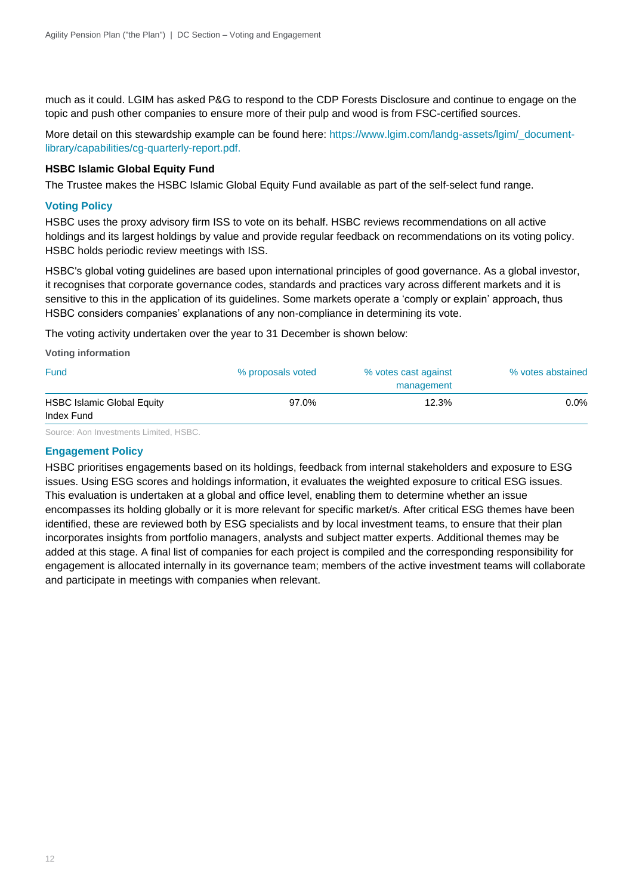much as it could. LGIM has asked P&G to respond to the CDP Forests Disclosure and continue to engage on the topic and push other companies to ensure more of their pulp and wood is from FSC-certified sources.

More detail on this stewardship example can be found here: https://www.lgim.com/landg-assets/lgim/_document-library/capabilities/cg-quarterly-report.pdf.

**HSBC Islamic Global Equity Fund**

The Trustee makes the HSBC Islamic Global Equity Fund available as part of the self-select fund range.

### Voting Policy

HSBC uses the proxy advisory firm ISS to vote on its behalf. HSBC reviews recommendations on all active holdings and its largest holdings by value and provide regular feedback on recommendations on its voting policy. HSBC holds periodic review meetings with ISS.

HSBC's global voting guidelines are based upon international principles of good governance. As a global investor, it recognises that corporate governance codes, standards and practices vary across different markets and it is sensitive to this in the application of its guidelines. Some markets operate a 'comply or explain' approach, thus HSBC considers companies' explanations of any non-compliance in determining its vote.

The voting activity undertaken over the year to 31 December is shown below:

**Voting information**

| Fund | % proposals voted | % votes cast against management | % votes abstained |
|---|---|---|---|
| HSBC Islamic Global Equity Index Fund | 97.0% | 12.3% | 0.0% |

Source: Aon Investments Limited, HSBC.

### Engagement Policy

HSBC prioritises engagements based on its holdings, feedback from internal stakeholders and exposure to ESG issues. Using ESG scores and holdings information, it evaluates the weighted exposure to critical ESG issues. This evaluation is undertaken at a global and office level, enabling them to determine whether an issue encompasses its holding globally or it is more relevant for specific market/s. After critical ESG themes have been identified, these are reviewed both by ESG specialists and by local investment teams, to ensure that their plan incorporates insights from portfolio managers, analysts and subject matter experts. Additional themes may be added at this stage. A final list of companies for each project is compiled and the corresponding responsibility for engagement is allocated internally in its governance team; members of the active investment teams will collaborate and participate in meetings with companies when relevant.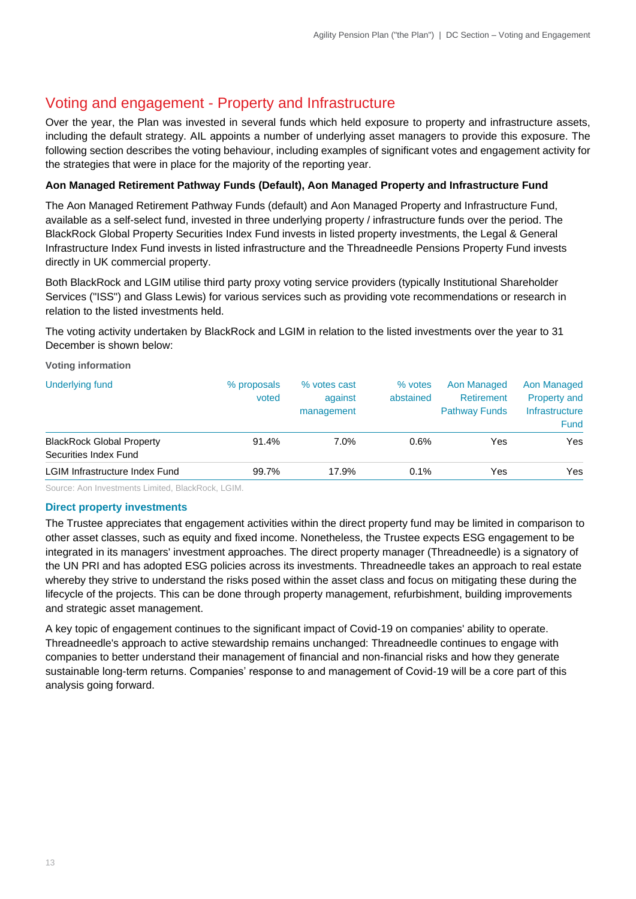## Voting and engagement - Property and Infrastructure

Over the year, the Plan was invested in several funds which held exposure to property and infrastructure assets, including the default strategy. AIL appoints a number of underlying asset managers to provide this exposure. The following section describes the voting behaviour, including examples of significant votes and engagement activity for the strategies that were in place for the majority of the reporting year.

**Aon Managed Retirement Pathway Funds (Default), Aon Managed Property and Infrastructure Fund**

The Aon Managed Retirement Pathway Funds (default) and Aon Managed Property and Infrastructure Fund, available as a self-select fund, invested in three underlying property / infrastructure funds over the period. The BlackRock Global Property Securities Index Fund invests in listed property investments, the Legal & General Infrastructure Index Fund invests in listed infrastructure and the Threadneedle Pensions Property Fund invests directly in UK commercial property.

Both BlackRock and LGIM utilise third party proxy voting service providers (typically Institutional Shareholder Services ("ISS") and Glass Lewis) for various services such as providing vote recommendations or research in relation to the listed investments held.

The voting activity undertaken by BlackRock and LGIM in relation to the listed investments over the year to 31 December is shown below:

**Voting information**

| Underlying fund | % proposals voted | % votes cast against management | % votes abstained | Aon Managed Retirement Pathway Funds | Aon Managed Property and Infrastructure Fund |
|---|---|---|---|---|---|
| BlackRock Global Property Securities Index Fund | 91.4% | 7.0% | 0.6% | Yes | Yes |
| LGIM Infrastructure Index Fund | 99.7% | 17.9% | 0.1% | Yes | Yes |

Source: Aon Investments Limited, BlackRock, LGIM.

### Direct property investments

The Trustee appreciates that engagement activities within the direct property fund may be limited in comparison to other asset classes, such as equity and fixed income. Nonetheless, the Trustee expects ESG engagement to be integrated in its managers' investment approaches. The direct property manager (Threadneedle) is a signatory of the UN PRI and has adopted ESG policies across its investments. Threadneedle takes an approach to real estate whereby they strive to understand the risks posed within the asset class and focus on mitigating these during the lifecycle of the projects. This can be done through property management, refurbishment, building improvements and strategic asset management.

A key topic of engagement continues to the significant impact of Covid-19 on companies' ability to operate. Threadneedle's approach to active stewardship remains unchanged: Threadneedle continues to engage with companies to better understand their management of financial and non-financial risks and how they generate sustainable long-term returns. Companies' response to and management of Covid-19 will be a core part of this analysis going forward.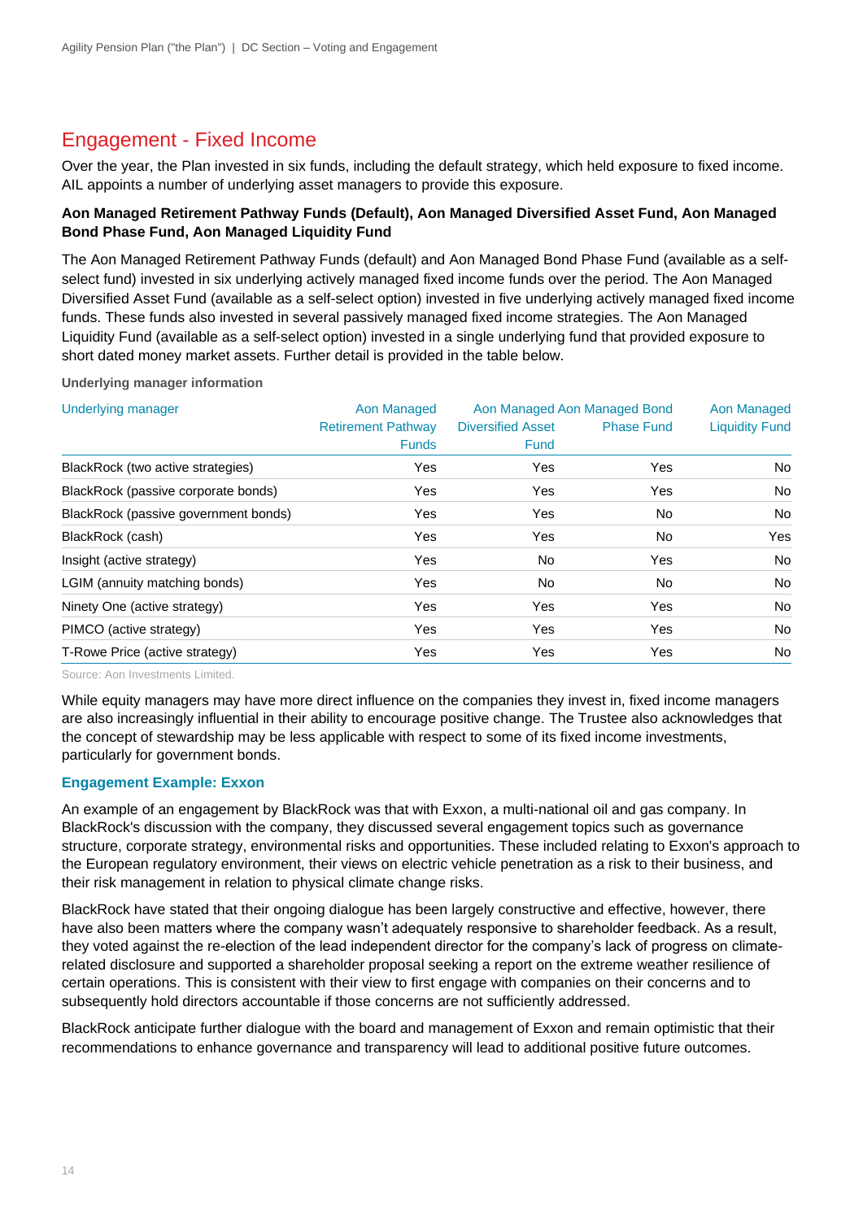## Engagement - Fixed Income

Over the year, the Plan invested in six funds, including the default strategy, which held exposure to fixed income. AIL appoints a number of underlying asset managers to provide this exposure.

**Aon Managed Retirement Pathway Funds (Default), Aon Managed Diversified Asset Fund, Aon Managed Bond Phase Fund, Aon Managed Liquidity Fund**

The Aon Managed Retirement Pathway Funds (default) and Aon Managed Bond Phase Fund (available as a self-select fund) invested in six underlying actively managed fixed income funds over the period. The Aon Managed Diversified Asset Fund (available as a self-select option) invested in five underlying actively managed fixed income funds. These funds also invested in several passively managed fixed income strategies. The Aon Managed Liquidity Fund (available as a self-select option) invested in a single underlying fund that provided exposure to short dated money market assets. Further detail is provided in the table below.

**Underlying manager information**

| Underlying manager | Aon Managed Retirement Pathway Funds | Aon Managed Diversified Asset Fund | Aon Managed Bond Phase Fund | Aon Managed Liquidity Fund |
|---|---|---|---|---|
| BlackRock (two active strategies) | Yes | Yes | Yes | No |
| BlackRock (passive corporate bonds) | Yes | Yes | Yes | No |
| BlackRock (passive government bonds) | Yes | Yes | No | No |
| BlackRock (cash) | Yes | Yes | No | Yes |
| Insight (active strategy) | Yes | No | Yes | No |
| LGIM (annuity matching bonds) | Yes | No | No | No |
| Ninety One (active strategy) | Yes | Yes | Yes | No |
| PIMCO (active strategy) | Yes | Yes | Yes | No |
| T-Rowe Price (active strategy) | Yes | Yes | Yes | No |

Source: Aon Investments Limited.

While equity managers may have more direct influence on the companies they invest in, fixed income managers are also increasingly influential in their ability to encourage positive change. The Trustee also acknowledges that the concept of stewardship may be less applicable with respect to some of its fixed income investments, particularly for government bonds.

### Engagement Example: Exxon

An example of an engagement by BlackRock was that with Exxon, a multi-national oil and gas company. In BlackRock's discussion with the company, they discussed several engagement topics such as governance structure, corporate strategy, environmental risks and opportunities. These included relating to Exxon's approach to the European regulatory environment, their views on electric vehicle penetration as a risk to their business, and their risk management in relation to physical climate change risks.

BlackRock have stated that their ongoing dialogue has been largely constructive and effective, however, there have also been matters where the company wasn't adequately responsive to shareholder feedback. As a result, they voted against the re-election of the lead independent director for the company's lack of progress on climate-related disclosure and supported a shareholder proposal seeking a report on the extreme weather resilience of certain operations. This is consistent with their view to first engage with companies on their concerns and to subsequently hold directors accountable if those concerns are not sufficiently addressed.

BlackRock anticipate further dialogue with the board and management of Exxon and remain optimistic that their recommendations to enhance governance and transparency will lead to additional positive future outcomes.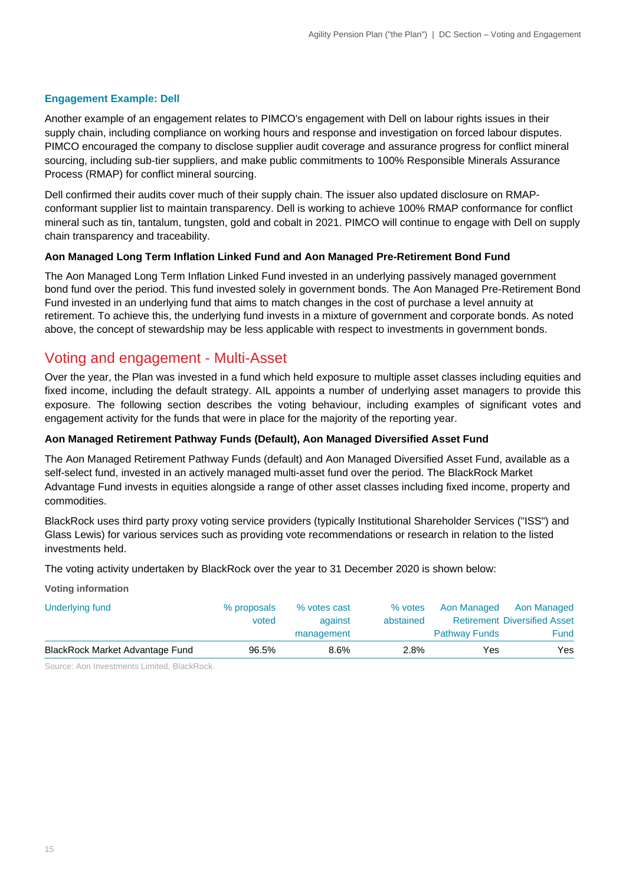### Engagement Example: Dell

Another example of an engagement relates to PIMCO's engagement with Dell on labour rights issues in their supply chain, including compliance on working hours and response and investigation on forced labour disputes. PIMCO encouraged the company to disclose supplier audit coverage and assurance progress for conflict mineral sourcing, including sub-tier suppliers, and make public commitments to 100% Responsible Minerals Assurance Process (RMAP) for conflict mineral sourcing.

Dell confirmed their audits cover much of their supply chain. The issuer also updated disclosure on RMAP-conformant supplier list to maintain transparency. Dell is working to achieve 100% RMAP conformance for conflict mineral such as tin, tantalum, tungsten, gold and cobalt in 2021. PIMCO will continue to engage with Dell on supply chain transparency and traceability.

**Aon Managed Long Term Inflation Linked Fund and Aon Managed Pre-Retirement Bond Fund**

The Aon Managed Long Term Inflation Linked Fund invested in an underlying passively managed government bond fund over the period. This fund invested solely in government bonds. The Aon Managed Pre-Retirement Bond Fund invested in an underlying fund that aims to match changes in the cost of purchase a level annuity at retirement. To achieve this, the underlying fund invests in a mixture of government and corporate bonds. As noted above, the concept of stewardship may be less applicable with respect to investments in government bonds.

## Voting and engagement - Multi-Asset

Over the year, the Plan was invested in a fund which held exposure to multiple asset classes including equities and fixed income, including the default strategy. AIL appoints a number of underlying asset managers to provide this exposure. The following section describes the voting behaviour, including examples of significant votes and engagement activity for the funds that were in place for the majority of the reporting year.

**Aon Managed Retirement Pathway Funds (Default), Aon Managed Diversified Asset Fund**

The Aon Managed Retirement Pathway Funds (default) and Aon Managed Diversified Asset Fund, available as a self-select fund, invested in an actively managed multi-asset fund over the period. The BlackRock Market Advantage Fund invests in equities alongside a range of other asset classes including fixed income, property and commodities.

BlackRock uses third party proxy voting service providers (typically Institutional Shareholder Services ("ISS") and Glass Lewis) for various services such as providing vote recommendations or research in relation to the listed investments held.

The voting activity undertaken by BlackRock over the year to 31 December 2020 is shown below:

**Voting information**

| Underlying fund | % proposals voted | % votes cast against management | % votes abstained | Aon Managed Retirement Pathway Funds | Aon Managed Diversified Asset Fund |
|---|---|---|---|---|---|
| BlackRock Market Advantage Fund | 96.5% | 8.6% | 2.8% | Yes | Yes |

Source: Aon Investments Limited, BlackRock.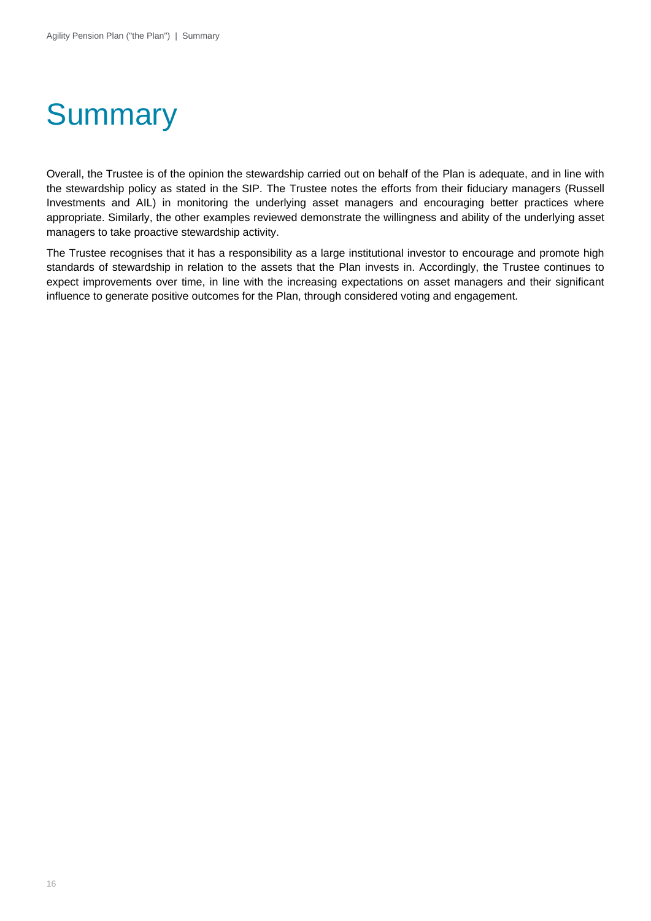# Summary

Overall, the Trustee is of the opinion the stewardship carried out on behalf of the Plan is adequate, and in line with the stewardship policy as stated in the SIP. The Trustee notes the efforts from their fiduciary managers (Russell Investments and AIL) in monitoring the underlying asset managers and encouraging better practices where appropriate. Similarly, the other examples reviewed demonstrate the willingness and ability of the underlying asset managers to take proactive stewardship activity.

The Trustee recognises that it has a responsibility as a large institutional investor to encourage and promote high standards of stewardship in relation to the assets that the Plan invests in. Accordingly, the Trustee continues to expect improvements over time, in line with the increasing expectations on asset managers and their significant influence to generate positive outcomes for the Plan, through considered voting and engagement.